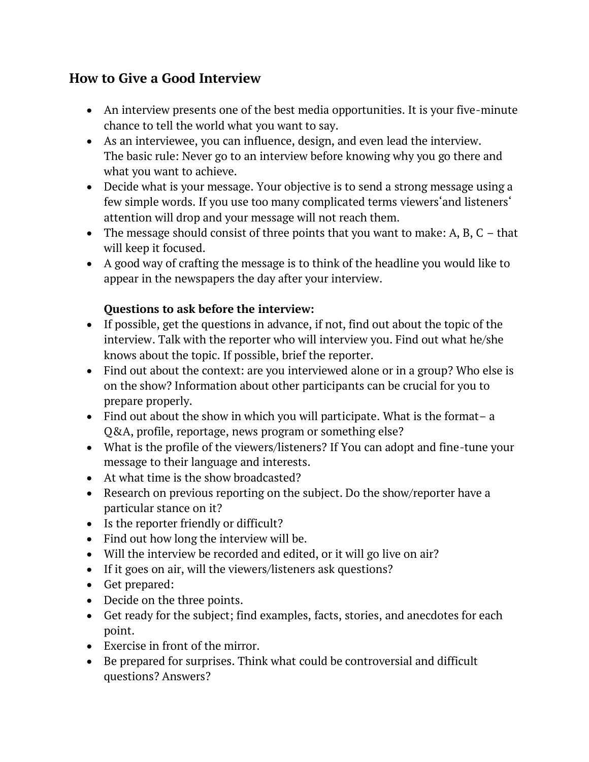## How to Give a Good Interview

- An interview presents one of the best media opportunities. It is your five-minute chance to tell the world what you want to say.
- As an interviewee, you can influence, design, and even lead the interview. The basic rule: Never go to an interview before knowing why you go there and what you want to achieve.
- Decide what is your message. Your objective is to send a strong message using a few simple words. If you use too many complicated terms viewers‘and listeners‘ attention will drop and your message will not reach them.
- The message should consist of three points that you want to make: A, B, C – that will keep it focused.
- A good way of crafting the message is to think of the headline you would like to appear in the newspapers the day after your interview.

**Questions to ask before the interview:**

- If possible, get the questions in advance, if not, find out about the topic of the interview. Talk with the reporter who will interview you. Find out what he/she knows about the topic. If possible, brief the reporter.
- Find out about the context: are you interviewed alone or in a group? Who else is on the show? Information about other participants can be crucial for you to prepare properly.
- Find out about the show in which you will participate. What is the format– a Q&A, profile, reportage, news program or something else?
- What is the profile of the viewers/listeners? If You can adopt and fine-tune your message to their language and interests.
- At what time is the show broadcasted?
- Research on previous reporting on the subject. Do the show/reporter have a particular stance on it?
- Is the reporter friendly or difficult?
- Find out how long the interview will be.
- Will the interview be recorded and edited, or it will go live on air?
- If it goes on air, will the viewers/listeners ask questions?
- Get prepared:
- Decide on the three points.
- Get ready for the subject; find examples, facts, stories, and anecdotes for each point.
- Exercise in front of the mirror.
- Be prepared for surprises. Think what could be controversial and difficult questions? Answers?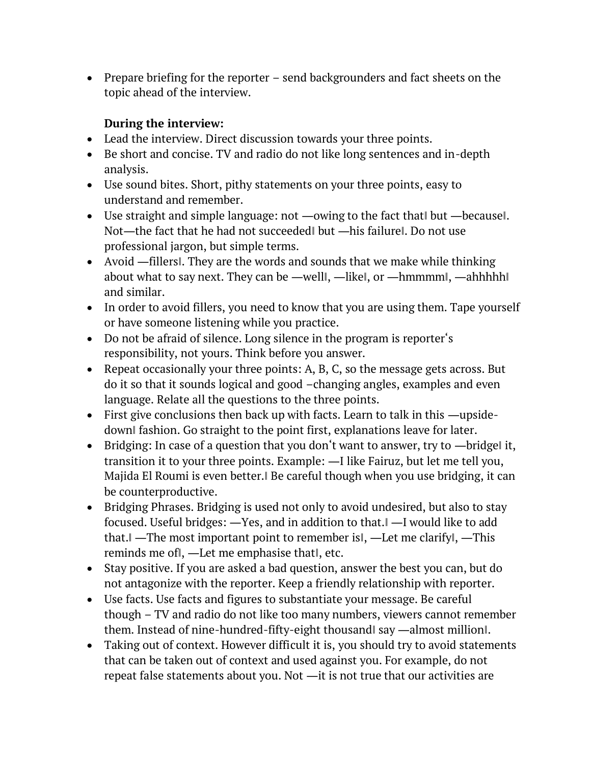- Prepare briefing for the reporter – send backgrounders and fact sheets on the topic ahead of the interview.

**During the interview:**

- Lead the interview. Direct discussion towards your three points.
- Be short and concise. TV and radio do not like long sentences and in-depth analysis.
- Use sound bites. Short, pithy statements on your three points, easy to understand and remember.
- Use straight and simple language: not ―owing to the fact that‖ but ―because‖. Not―the fact that he had not succeeded‖ but ―his failure‖. Do not use professional jargon, but simple terms.
- Avoid ―fillers‖. They are the words and sounds that we make while thinking about what to say next. They can be ―well‖, ―like‖, or ―hmmmm‖, ―ahhhhh‖ and similar.
- In order to avoid fillers, you need to know that you are using them. Tape yourself or have someone listening while you practice.
- Do not be afraid of silence. Long silence in the program is reporter‗s responsibility, not yours. Think before you answer.
- Repeat occasionally your three points: A, B, C, so the message gets across. But do it so that it sounds logical and good –changing angles, examples and even language. Relate all the questions to the three points.
- First give conclusions then back up with facts. Learn to talk in this ―upside-down‖ fashion. Go straight to the point first, explanations leave for later.
- Bridging: In case of a question that you don‗t want to answer, try to ―bridge‖ it, transition it to your three points. Example: ―I like Fairuz, but let me tell you, Majida El Roumi is even better.‖ Be careful though when you use bridging, it can be counterproductive.
- Bridging Phrases. Bridging is used not only to avoid undesired, but also to stay focused. Useful bridges: ―Yes, and in addition to that.‖ ―I would like to add that.‖ ―The most important point to remember is‖, ―Let me clarify‖, ―This reminds me of‖, ―Let me emphasise that‖, etc.
- Stay positive. If you are asked a bad question, answer the best you can, but do not antagonize with the reporter. Keep a friendly relationship with reporter.
- Use facts. Use facts and figures to substantiate your message. Be careful though – TV and radio do not like too many numbers, viewers cannot remember them. Instead of nine-hundred-fifty-eight thousand‖ say ―almost million‖.
- Taking out of context. However difficult it is, you should try to avoid statements that can be taken out of context and used against you. For example, do not repeat false statements about you. Not ―it is not true that our activities are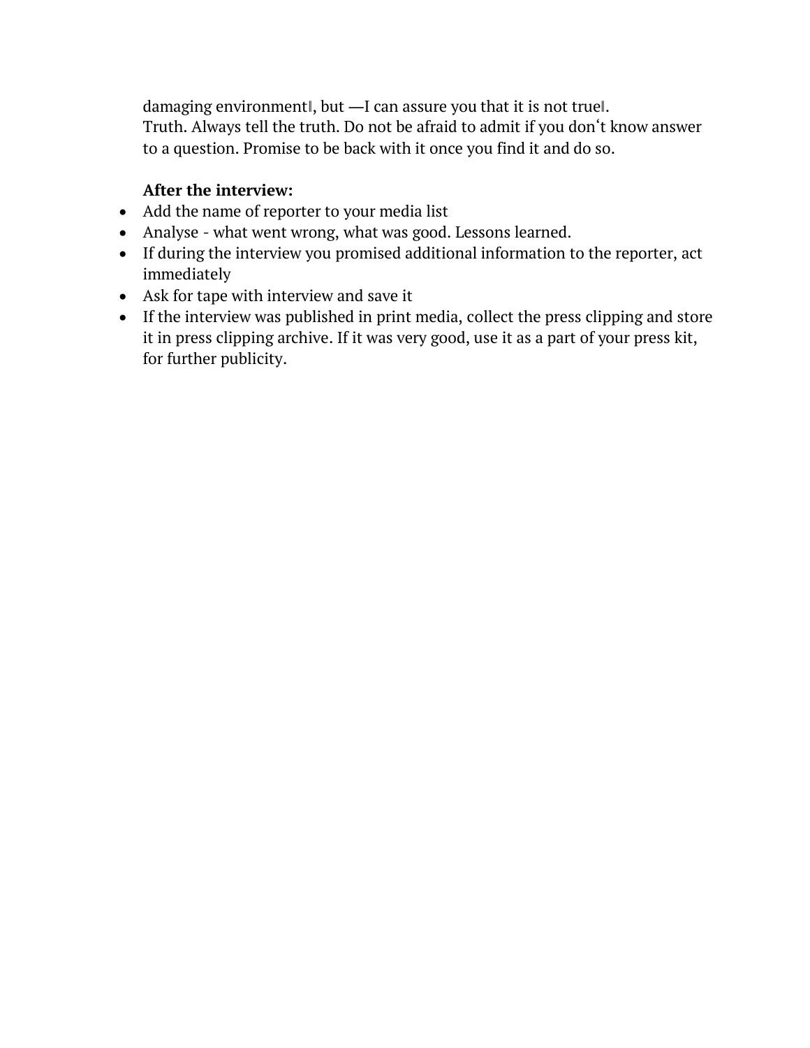damaging environment‖, but ―I can assure you that it is not true‖.

Truth. Always tell the truth. Do not be afraid to admit if you don't know answer to a question. Promise to be back with it once you find it and do so.

**After the interview:**

- Add the name of reporter to your media list
- Analyse - what went wrong, what was good. Lessons learned.
- If during the interview you promised additional information to the reporter, act immediately
- Ask for tape with interview and save it
- If the interview was published in print media, collect the press clipping and store it in press clipping archive. If it was very good, use it as a part of your press kit, for further publicity.